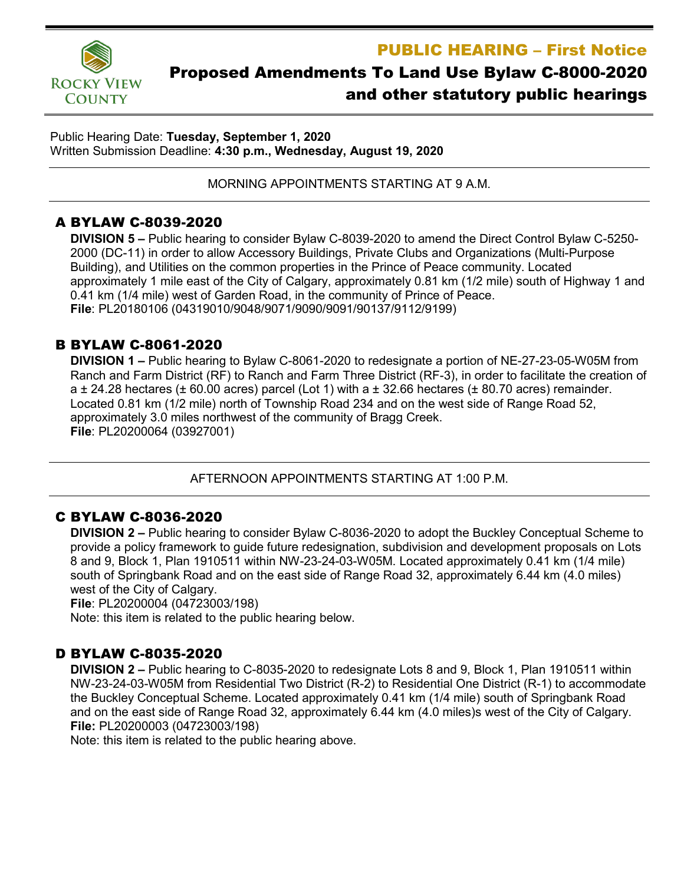# PUBLIC HEARING – First Notice

## Proposed Amendments To Land Use Bylaw C-8000-2020 and other statutory public hearings

Public Hearing Date: **Tuesday, September 1, 2020**
Written Submission Deadline: **4:30 p.m., Wednesday, August 19, 2020**

MORNING APPOINTMENTS STARTING AT 9 A.M.

### A BYLAW C-8039-2020

**DIVISION 5 –** Public hearing to consider Bylaw C-8039-2020 to amend the Direct Control Bylaw C-5250-2000 (DC-11) in order to allow Accessory Buildings, Private Clubs and Organizations (Multi-Purpose Building), and Utilities on the common properties in the Prince of Peace community. Located approximately 1 mile east of the City of Calgary, approximately 0.81 km (1/2 mile) south of Highway 1 and 0.41 km (1/4 mile) west of Garden Road, in the community of Prince of Peace.
**File**: PL20180106 (04319010/9048/9071/9090/9091/90137/9112/9199)

### B BYLAW C-8061-2020

**DIVISION 1 –** Public hearing to Bylaw C-8061-2020 to redesignate a portion of NE-27-23-05-W05M from Ranch and Farm District (RF) to Ranch and Farm Three District (RF-3), in order to facilitate the creation of a ± 24.28 hectares (± 60.00 acres) parcel (Lot 1) with a ± 32.66 hectares (± 80.70 acres) remainder. Located 0.81 km (1/2 mile) north of Township Road 234 and on the west side of Range Road 52, approximately 3.0 miles northwest of the community of Bragg Creek.
**File**: PL20200064 (03927001)

AFTERNOON APPOINTMENTS STARTING AT 1:00 P.M.

### C BYLAW C-8036-2020

**DIVISION 2 –** Public hearing to consider Bylaw C-8036-2020 to adopt the Buckley Conceptual Scheme to provide a policy framework to guide future redesignation, subdivision and development proposals on Lots 8 and 9, Block 1, Plan 1910511 within NW-23-24-03-W05M. Located approximately 0.41 km (1/4 mile) south of Springbank Road and on the east side of Range Road 32, approximately 6.44 km (4.0 miles) west of the City of Calgary.
**File**: PL20200004 (04723003/198)
Note: this item is related to the public hearing below.

### D BYLAW C-8035-2020

**DIVISION 2 –** Public hearing to C-8035-2020 to redesignate Lots 8 and 9, Block 1, Plan 1910511 within NW-23-24-03-W05M from Residential Two District (R-2) to Residential One District (R-1) to accommodate the Buckley Conceptual Scheme. Located approximately 0.41 km (1/4 mile) south of Springbank Road and on the east side of Range Road 32, approximately 6.44 km (4.0 miles)s west of the City of Calgary.
**File:** PL20200003 (04723003/198)
Note: this item is related to the public hearing above.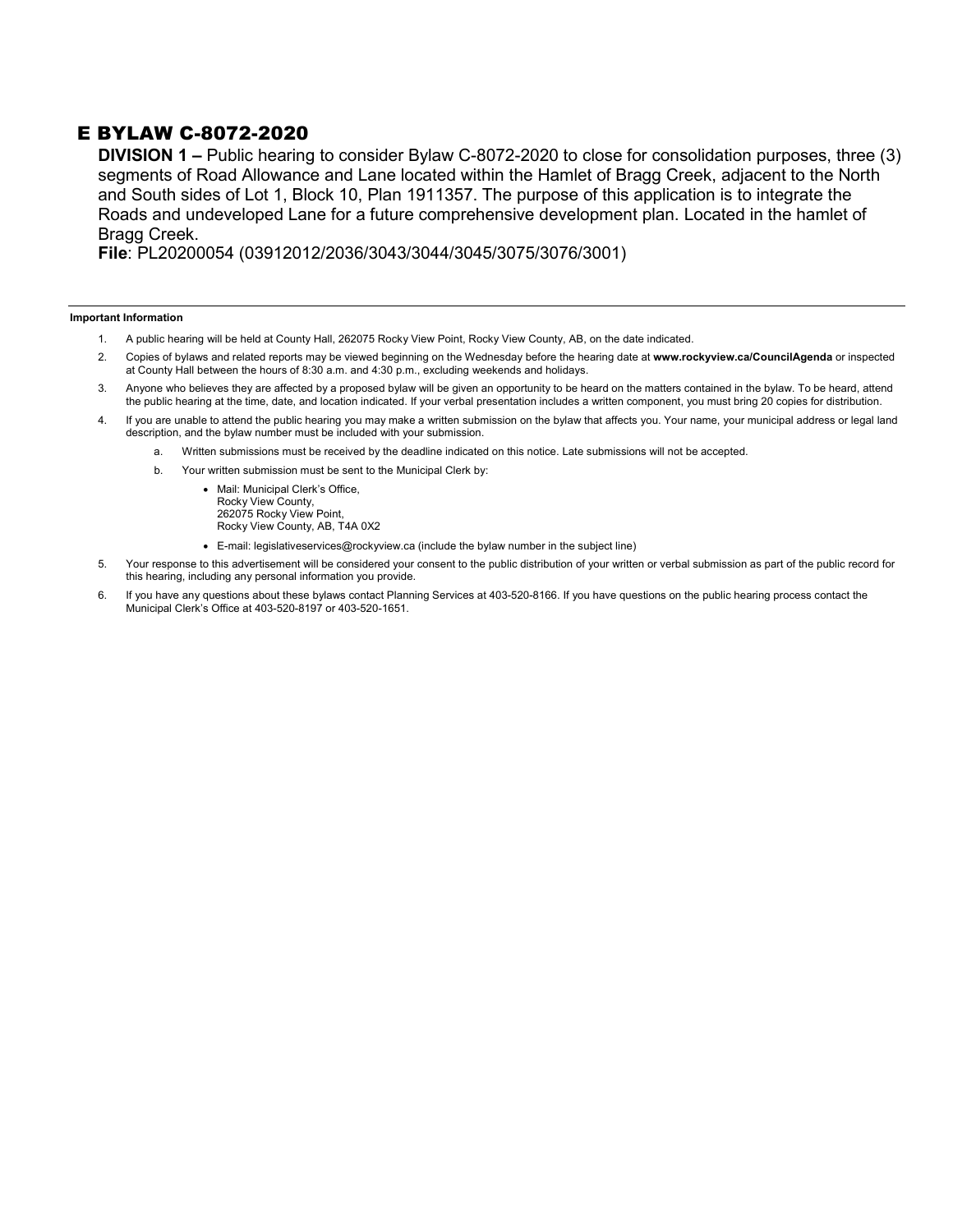## E BYLAW C-8072-2020

**DIVISION 1 –** Public hearing to consider Bylaw C-8072-2020 to close for consolidation purposes, three (3) segments of Road Allowance and Lane located within the Hamlet of Bragg Creek, adjacent to the North and South sides of Lot 1, Block 10, Plan 1911357. The purpose of this application is to integrate the Roads and undeveloped Lane for a future comprehensive development plan. Located in the hamlet of Bragg Creek.

**File**: PL20200054 (03912012/2036/3043/3044/3045/3075/3076/3001)

---

**Important Information**

1. A public hearing will be held at County Hall, 262075 Rocky View Point, Rocky View County, AB, on the date indicated.
2. Copies of bylaws and related reports may be viewed beginning on the Wednesday before the hearing date at **www.rockyview.ca/CouncilAgenda** or inspected at County Hall between the hours of 8:30 a.m. and 4:30 p.m., excluding weekends and holidays.
3. Anyone who believes they are affected by a proposed bylaw will be given an opportunity to be heard on the matters contained in the bylaw. To be heard, attend the public hearing at the time, date, and location indicated. If your verbal presentation includes a written component, you must bring 20 copies for distribution.
4. If you are unable to attend the public hearing you may make a written submission on the bylaw that affects you. Your name, your municipal address or legal land description, and the bylaw number must be included with your submission.
   a. Written submissions must be received by the deadline indicated on this notice. Late submissions will not be accepted.
   b. Your written submission must be sent to the Municipal Clerk by:
      - Mail: Municipal Clerk's Office,
        Rocky View County,
        262075 Rocky View Point,
        Rocky View County, AB, T4A 0X2
      - E-mail: legislativeservices@rockyview.ca (include the bylaw number in the subject line)
5. Your response to this advertisement will be considered your consent to the public distribution of your written or verbal submission as part of the public record for this hearing, including any personal information you provide.
6. If you have any questions about these bylaws contact Planning Services at 403-520-8166. If you have questions on the public hearing process contact the Municipal Clerk's Office at 403-520-8197 or 403-520-1651.